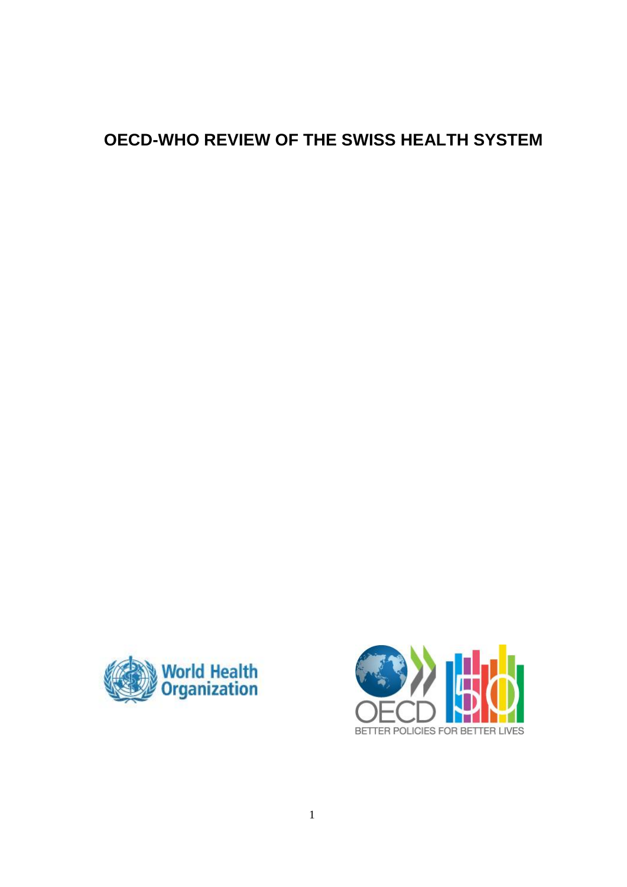# OECD-WHO REVIEW OF THE SWISS HEALTH SYSTEM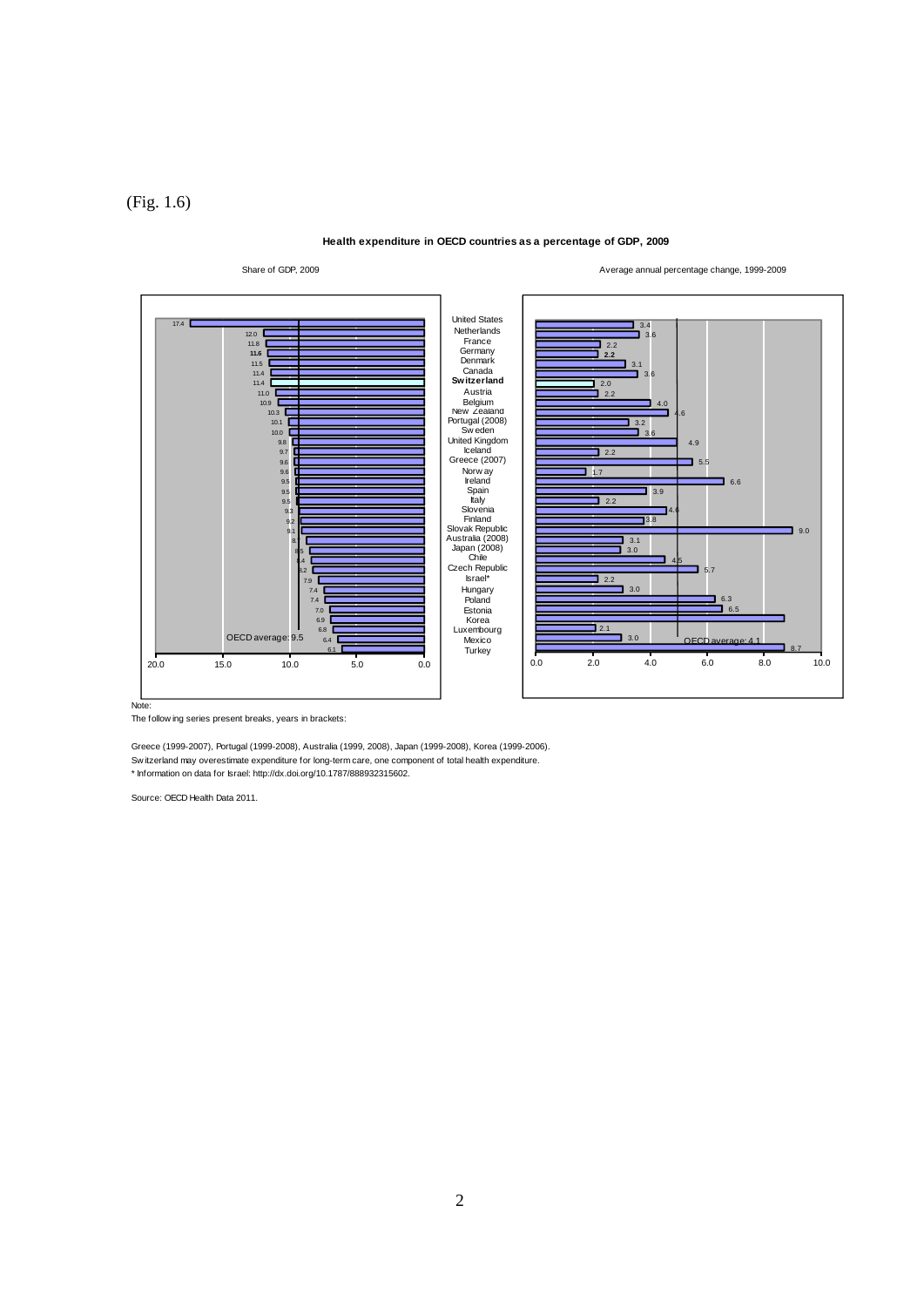(Fig. 1.6)

**Health expenditure in OECD countries as a percentage of GDP, 2009**

| Country | Share of GDP, 2009 | Average annual percentage change, 1999-2009 |
|---|---|---|
| United States | 17.4 | 3.4 |
| Netherlands | 12.0 | 3.6 |
| France | 11.8 | 2.2 |
| Germany | 11.6 | 2.2 |
| Denmark | 11.5 | 3.1 |
| Canada | 11.4 | 3.6 |
| **Switzerland** | 11.4 | 2.0 |
| Austria | 11.0 | 2.2 |
| Belgium | 10.9 | 4.0 |
| New Zealand | 10.3 | 4.6 |
| Portugal (2008) | 10.1 | 3.2 |
| Sweden | 10.0 | 3.6 |
| United Kingdom | 9.8 | 4.9 |
| Iceland | 9.7 | 2.2 |
| Greece (2007) | 9.6 | 5.5 |
| Norway | 9.6 | 1.7 |
| Ireland | 9.5 | 6.6 |
| Spain | 9.5 | 3.9 |
| Italy | 9.5 | 2.2 |
| Slovenia | 9.3 | 4.6 |
| Finland | 9.2 | 3.8 |
| Slovak Republic | 9.1 | 9.0 |
| Australia (2008) | 8.7 | 3.1 |
| Japan (2008) | 8.5 | 3.0 |
| Chile | 8.4 | 4.5 |
| Czech Republic | 8.2 | 5.7 |
| Israel* | 7.9 | 2.2 |
| Hungary | 7.4 | 3.0 |
| Poland | 7.4 | 6.3 |
| Estonia | 7.0 | 6.5 |
| Korea | 6.9 | 8.7 |
| Luxembourg | 6.8 | 2.1 |
| Mexico | 6.4 | 3.0 |
| Turkey | 6.1 | 8.7 |
| OECD average | 9.5 | 4.1 |

Note:
The following series present breaks, years in brackets:

Greece (1999-2007), Portugal (1999-2008), Australia (1999, 2008), Japan (1999-2008), Korea (1999-2006).
Switzerland may overestimate expenditure for long-term care, one component of total health expenditure.
* Information on data for Israel: http://dx.doi.org/10.1787/888932315602.

Source: OECD Health Data 2011.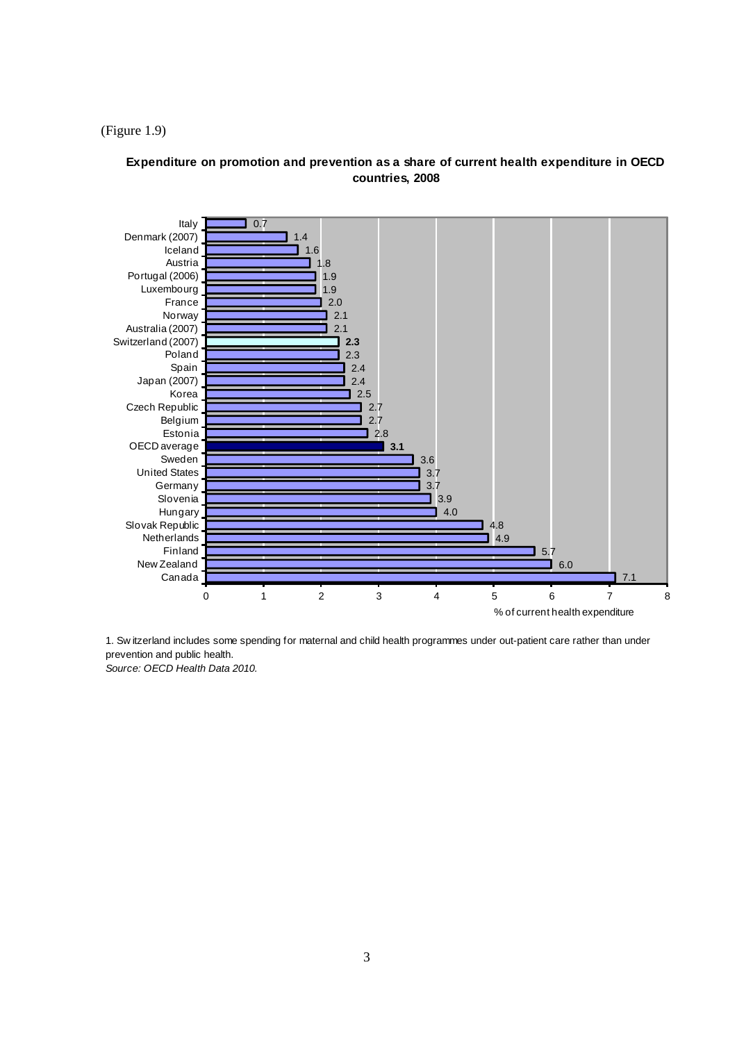(Figure 1.9)

**Expenditure on promotion and prevention as a share of current health expenditure in OECD countries, 2008**

| Country | % of current health expenditure |
| --- | --- |
| Italy | 0.7 |
| Denmark (2007) | 1.4 |
| Iceland | 1.6 |
| Austria | 1.8 |
| Portugal (2006) | 1.9 |
| Luxembourg | 1.9 |
| France | 2.0 |
| Norway | 2.1 |
| Australia (2007) | 2.1 |
| Switzerland (2007) | **2.3** |
| Poland | 2.3 |
| Spain | 2.4 |
| Japan (2007) | 2.4 |
| Korea | 2.5 |
| Czech Republic | 2.7 |
| Belgium | 2.7 |
| Estonia | 2.8 |
| OECD average | **3.1** |
| Sweden | 3.6 |
| United States | 3.7 |
| Germany | 3.7 |
| Slovenia | 3.9 |
| Hungary | 4.0 |
| Slovak Republic | 4.8 |
| Netherlands | 4.9 |
| Finland | 5.7 |
| New Zealand | 6.0 |
| Canada | 7.1 |

1. Switzerland includes some spending for maternal and child health programmes under out-patient care rather than under prevention and public health.

*Source: OECD Health Data 2010.*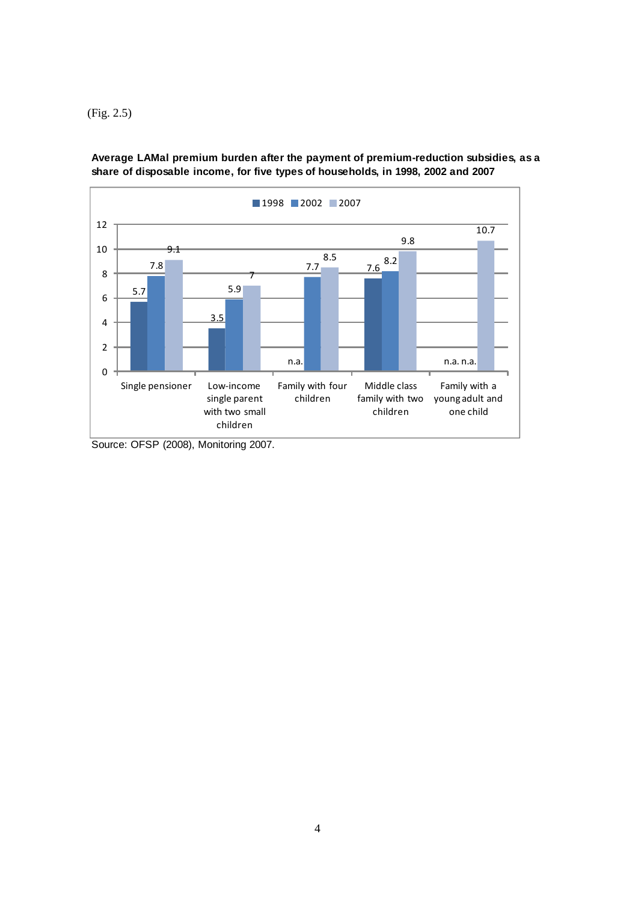(Fig. 2.5)

**Average LAMal premium burden after the payment of premium-reduction subsidies, as a share of disposable income, for five types of households, in 1998, 2002 and 2007**

| | 1998 | 2002 | 2007 |
|---|---|---|---|
| Single pensioner | 5.7 | 7.8 | 9.1 |
| Low-income single parent with two small children | 3.5 | 5.9 | 7 |
| Family with four children | n.a. | 7.7 | 8.5 |
| Middle class family with two children | 7.6 | 8.2 | 9.8 |
| Family with a young adult and one child | n.a. | n.a. | 10.7 |

Source: OFSP (2008), Monitoring 2007.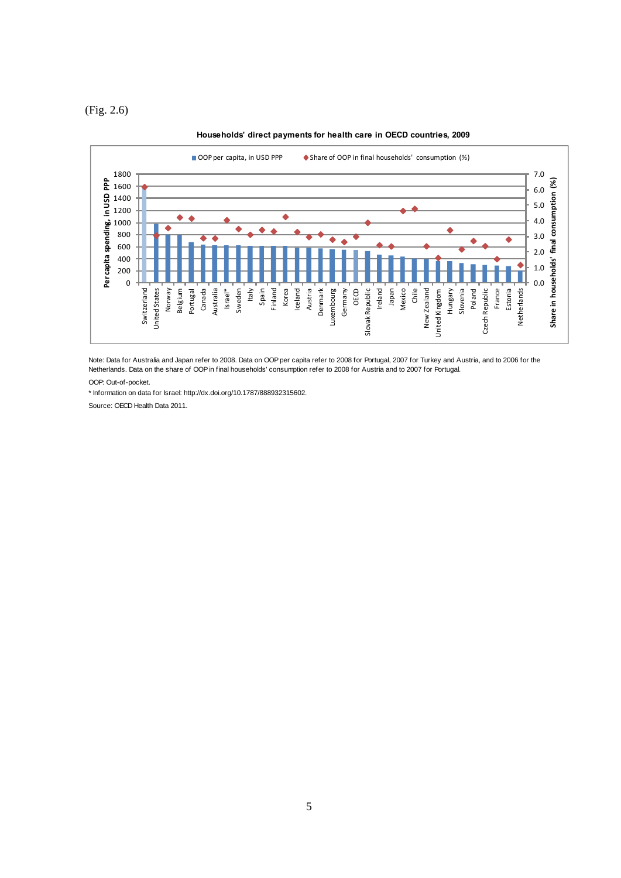(Fig. 2.6)

**Households' direct payments for health care in OECD countries, 2009**

Note: Data for Australia and Japan refer to 2008. Data on OOP per capita refer to 2008 for Portugal, 2007 for Turkey and Austria, and to 2006 for the Netherlands. Data on the share of OOP in final households' consumption refer to 2008 for Austria and to 2007 for Portugal.

OOP: Out-of-pocket.

* Information on data for Israel: http://dx.doi.org/10.1787/888932315602.

Source: OECD Health Data 2011.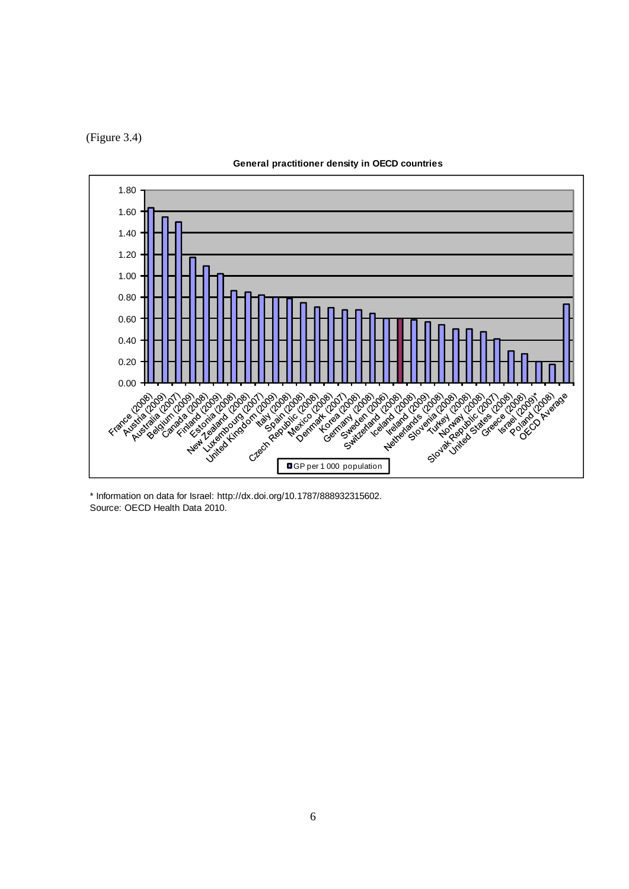(Figure 3.4)

**General practitioner density in OECD countries**

| Country | GP per 1 000 population |
|---|---|
| France (2008) | 1.63 |
| Austria (2009) | 1.55 |
| Australia (2007) | 1.50 |
| Belgium (2009) | 1.17 |
| Canada (2008) | 1.09 |
| Finland (2009) | 1.02 |
| Estonia (2008) | 0.86 |
| New Zealand (2008) | 0.85 |
| Luxembourg (2007) | 0.82 |
| United Kingdom (2009) | 0.80 |
| Italy (2008) | 0.79 |
| Spain (2008) | 0.75 |
| Czech Republic (2008) | 0.71 |
| Mexico (2008) | 0.70 |
| Denmark (2007) | 0.68 |
| Korea (2008) | 0.68 |
| Germany (2008) | 0.65 |
| Sweden (2006) | 0.60 |
| Switzerland (2008) | 0.60 |
| Iceland (2008) | 0.59 |
| Ireland (2009) | 0.57 |
| Netherlands (2008) | 0.54 |
| Slovenia (2008) | 0.50 |
| Turkey (2008) | 0.50 |
| Norway (2008) | 0.48 |
| Slovak Republic (2007) | 0.41 |
| United States (2008) | 0.30 |
| Greece (2008) | 0.27 |
| Israel (2009)* | 0.20 |
| Poland (2008) | 0.17 |
| OECD Average | 0.74 |

\* Information on data for Israel: http://dx.doi.org/10.1787/888932315602.
Source: OECD Health Data 2010.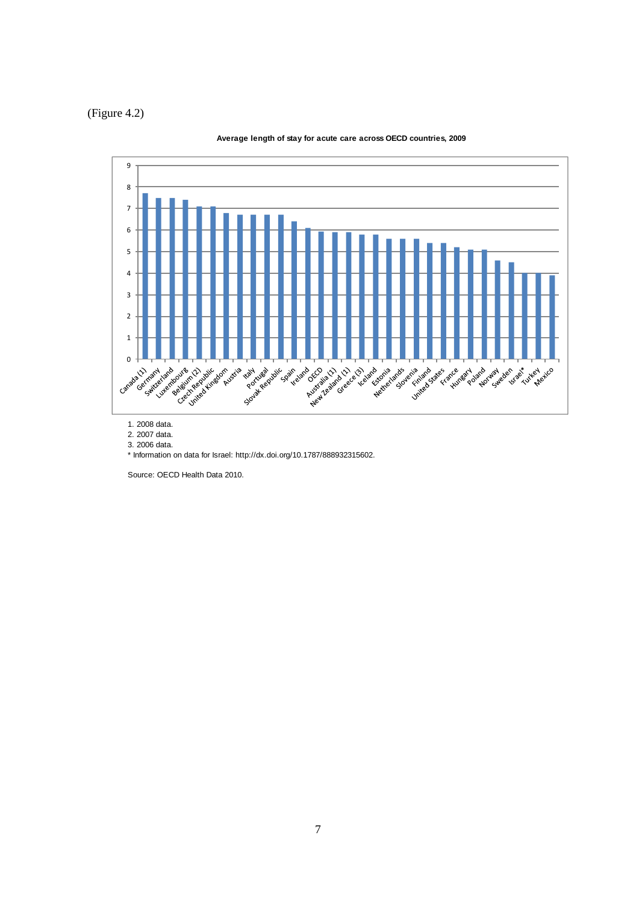(Figure 4.2)

**Average length of stay for acute care across OECD countries, 2009**

1. 2008 data.
2. 2007 data.
3. 2006 data.
* Information on data for Israel: http://dx.doi.org/10.1787/888932315602.

Source: OECD Health Data 2010.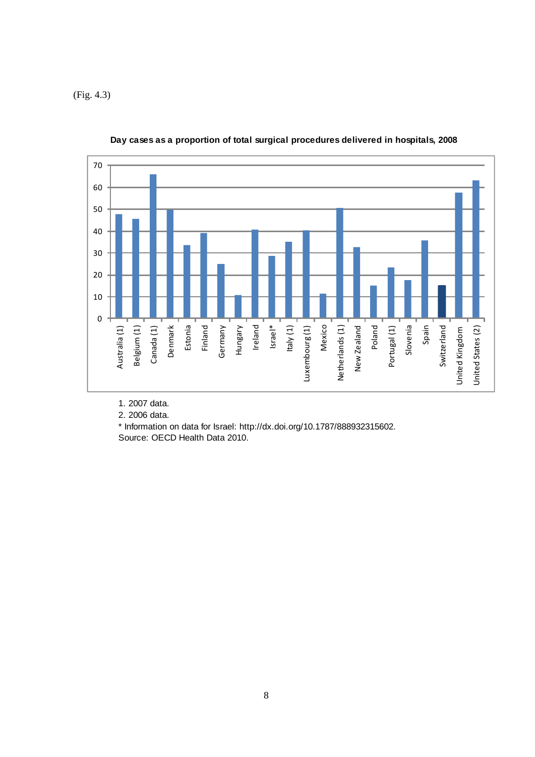(Fig. 4.3)

**Day cases as a proportion of total surgical procedures delivered in hospitals, 2008**

70
60
50
40
30
20
10
0

Australia (1)
Belgium (1)
Canada (1)
Denmark
Estonia
Finland
Germany
Hungary
Ireland
Israel*
Italy (1)
Luxembourg (1)
Mexico
Netherlands (1)
New Zealand
Poland
Portugal (1)
Slovenia
Spain
Switzerland
United Kingdom
United States (2)

1. 2007 data.
2. 2006 data.
* Information on data for Israel: http://dx.doi.org/10.1787/888932315602.
Source: OECD Health Data 2010.